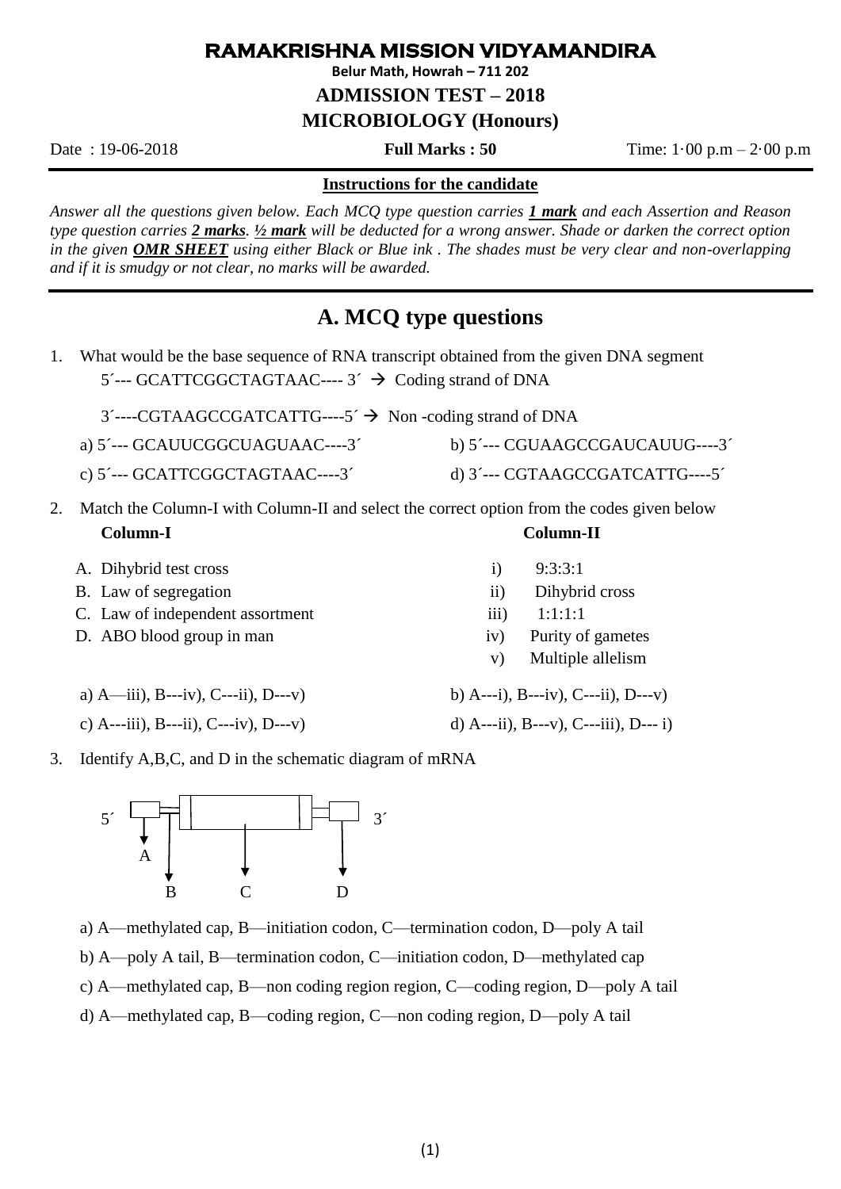# RAMAKRISHNA MISSION VIDYAMANDIRA

**Belur Math, Howrah – 711 202**

## ADMISSION TEST – 2018

## MICROBIOLOGY (Honours)

Date : 19-06-2018 **Full Marks : 50** Time: 1·00 p.m – 2·00 p.m

**Instructions for the candidate**

*Answer all the questions given below. Each MCQ type question carries **1 mark** and each Assertion and Reason type question carries **2 marks**. **½ mark** will be deducted for a wrong answer. Shade or darken the correct option in the given **OMR SHEET** using either Black or Blue ink . The shades must be very clear and non-overlapping and if it is smudgy or not clear, no marks will be awarded.*

## A. MCQ type questions

1. What would be the base sequence of RNA transcript obtained from the given DNA segment

   5´--- GCATTCGGCTAGTAAC---- 3´ → Coding strand of DNA

   3´----CGTAAGCCGATCATTG----5´ → Non -coding strand of DNA

   a) 5´--- GCAUUCGGCUAGUAAC----3´ b) 5´--- CGUAAGCCGAUCAUUG----3´

   c) 5´--- GCATTCGGCTAGTAAC----3´ d) 3´--- CGTAAGCCGATCATTG----5´

2. Match the Column-I with Column-II and select the correct option from the codes given below

| **Column-I** | **Column-II** |
|---|---|
| A. Dihybrid test cross | i) 9:3:3:1 |
| B. Law of segregation | ii) Dihybrid cross |
| C. Law of independent assortment | iii) 1:1:1:1 |
| D. ABO blood group in man | iv) Purity of gametes |
| | v) Multiple allelism |

   a) A—iii), B---iv), C---ii), D---v) b) A---i), B---iv), C---ii), D---v)

   c) A---iii), B---ii), C---iv), D---v) d) A---ii), B---v), C---iii), D--- i)

3. Identify A,B,C, and D in the schematic diagram of mRNA

   5´ [A] [B] [C] [D] 3´

   a) A—methylated cap, B—initiation codon, C—termination codon, D—poly A tail

   b) A—poly A tail, B—termination codon, C—initiation codon, D—methylated cap

   c) A—methylated cap, B—non coding region region, C—coding region, D—poly A tail

   d) A—methylated cap, B—coding region, C—non coding region, D—poly A tail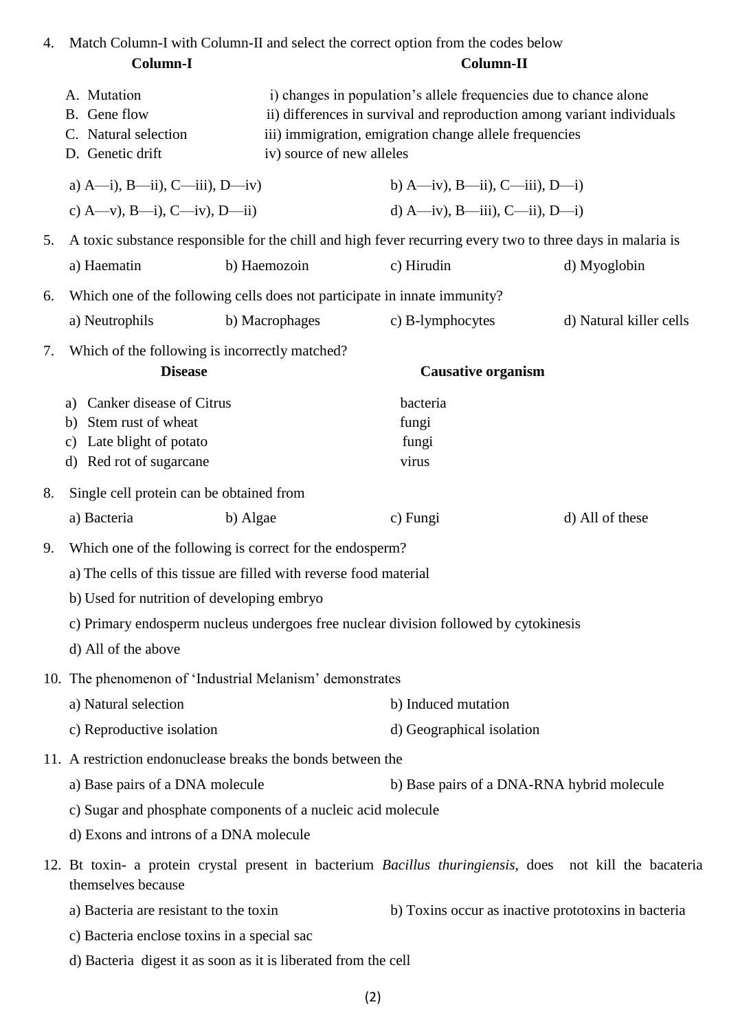4. Match Column-I with Column-II and select the correct option from the codes below

| Column-I | Column-II |
|---|---|
| A. Mutation | i) changes in population's allele frequencies due to chance alone |
| B. Gene flow | ii) differences in survival and reproduction among variant individuals |
| C. Natural selection | iii) immigration, emigration change allele frequencies |
| D. Genetic drift | iv) source of new alleles |

a) A—i), B—ii), C—iii), D—iv)  b) A—iv), B—ii), C—iii), D—i)

c) A—v), B—i), C—iv), D—ii)  d) A—iv), B—iii), C—ii), D—i)

5. A toxic substance responsible for the chill and high fever recurring every two to three days in malaria is

a) Haematin  b) Haemozoin  c) Hirudin  d) Myoglobin

6. Which one of the following cells does not participate in innate immunity?

a) Neutrophils  b) Macrophages  c) B-lymphocytes  d) Natural killer cells

7. Which of the following is incorrectly matched?

| Disease | Causative organism |
|---|---|
| a) Canker disease of Citrus | bacteria |
| b) Stem rust of wheat | fungi |
| c) Late blight of potato | fungi |
| d) Red rot of sugarcane | virus |

8. Single cell protein can be obtained from

a) Bacteria  b) Algae  c) Fungi  d) All of these

9. Which one of the following is correct for the endosperm?

a) The cells of this tissue are filled with reverse food material

b) Used for nutrition of developing embryo

c) Primary endosperm nucleus undergoes free nuclear division followed by cytokinesis

d) All of the above

10. The phenomenon of 'Industrial Melanism' demonstrates

a) Natural selection  b) Induced mutation

c) Reproductive isolation  d) Geographical isolation

11. A restriction endonuclease breaks the bonds between the

a) Base pairs of a DNA molecule  b) Base pairs of a DNA-RNA hybrid molecule

c) Sugar and phosphate components of a nucleic acid molecule

d) Exons and introns of a DNA molecule

12. Bt toxin- a protein crystal present in bacterium *Bacillus thuringiensis*, does not kill the bacateria themselves because

a) Bacteria are resistant to the toxin  b) Toxins occur as inactive prototoxins in bacteria

c) Bacteria enclose toxins in a special sac

d) Bacteria digest it as soon as it is liberated from the cell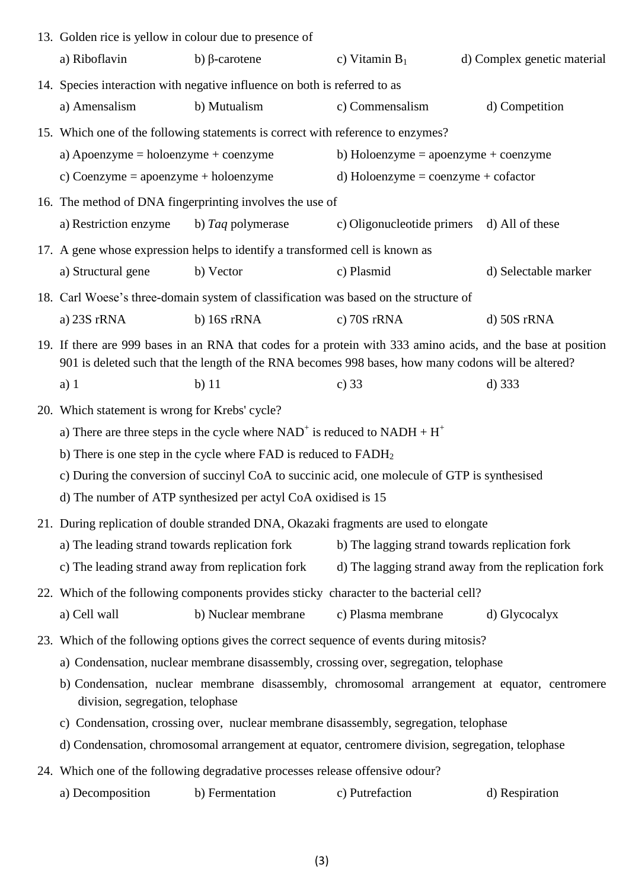13. Golden rice is yellow in colour due to presence of

    a) Riboflavin b) β-carotene c) Vitamin $B_1$ d) Complex genetic material

14. Species interaction with negative influence on both is referred to as

    a) Amensalism b) Mutualism c) Commensalism d) Competition

15. Which one of the following statements is correct with reference to enzymes?

    a) Apoenzyme = holoenzyme + coenzyme
    b) Holoenzyme = apoenzyme + coenzyme
    c) Coenzyme = apoenzyme + holoenzyme
    d) Holoenzyme = coenzyme + cofactor

16. The method of DNA fingerprinting involves the use of

    a) Restriction enzyme b) *Taq* polymerase c) Oligonucleotide primers d) All of these

17. A gene whose expression helps to identify a transformed cell is known as

    a) Structural gene b) Vector c) Plasmid d) Selectable marker

18. Carl Woese's three-domain system of classification was based on the structure of

    a) 23S rRNA b) 16S rRNA c) 70S rRNA d) 50S rRNA

19. If there are 999 bases in an RNA that codes for a protein with 333 amino acids, and the base at position 901 is deleted such that the length of the RNA becomes 998 bases, how many codons will be altered?

    a) 1 b) 11 c) 33 d) 333

20. Which statement is wrong for Krebs' cycle?

    a) There are three steps in the cycle where $NAD^+$ is reduced to $NADH + H^+$
    b) There is one step in the cycle where FAD is reduced to $FADH_2$
    c) During the conversion of succinyl CoA to succinic acid, one molecule of GTP is synthesised
    d) The number of ATP synthesized per actyl CoA oxidised is 15

21. During replication of double stranded DNA, Okazaki fragments are used to elongate

    a) The leading strand towards replication fork
    b) The lagging strand towards replication fork
    c) The leading strand away from replication fork
    d) The lagging strand away from the replication fork

22. Which of the following components provides sticky character to the bacterial cell?

    a) Cell wall b) Nuclear membrane c) Plasma membrane d) Glycocalyx

23. Which of the following options gives the correct sequence of events during mitosis?

    a) Condensation, nuclear membrane disassembly, crossing over, segregation, telophase
    b) Condensation, nuclear membrane disassembly, chromosomal arrangement at equator, centromere division, segregation, telophase
    c) Condensation, crossing over, nuclear membrane disassembly, segregation, telophase
    d) Condensation, chromosomal arrangement at equator, centromere division, segregation, telophase

24. Which one of the following degradative processes release offensive odour?

    a) Decomposition b) Fermentation c) Putrefaction d) Respiration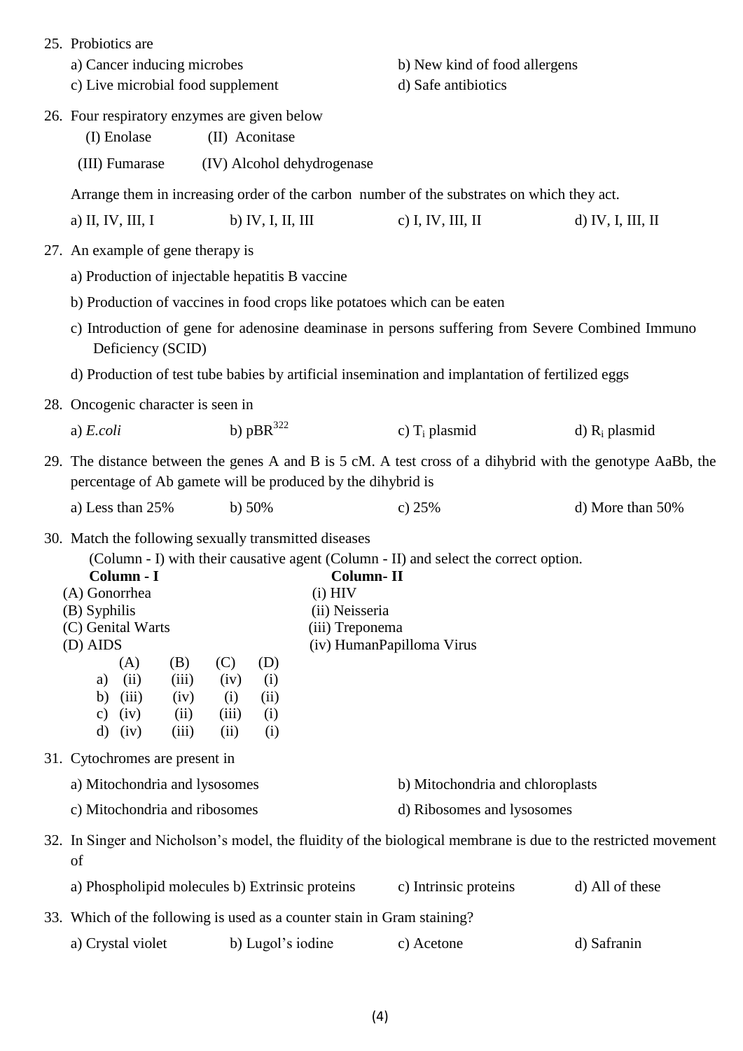25. Probiotics are

a) Cancer inducing microbes
b) New kind of food allergens
c) Live microbial food supplement
d) Safe antibiotics

26. Four respiratory enzymes are given below

(I) Enolase (II) Aconitase

(III) Fumarase (IV) Alcohol dehydrogenase

Arrange them in increasing order of the carbon number of the substrates on which they act.

a) II, IV, III, I
b) IV, I, II, III
c) I, IV, III, II
d) IV, I, III, II

27. An example of gene therapy is

a) Production of injectable hepatitis B vaccine

b) Production of vaccines in food crops like potatoes which can be eaten

c) Introduction of gene for adenosine deaminase in persons suffering from Severe Combined Immuno Deficiency (SCID)

d) Production of test tube babies by artificial insemination and implantation of fertilized eggs

28. Oncogenic character is seen in

a) *E.coli*
b) $pBR^{322}$
c) $T_i$ plasmid
d) $R_i$ plasmid

29. The distance between the genes A and B is 5 cM. A test cross of a dihybrid with the genotype AaBb, the percentage of Ab gamete will be produced by the dihybrid is

a) Less than 25%
b) 50%
c) 25%
d) More than 50%

30. Match the following sexually transmitted diseases (Column - I) with their causative agent (Column - II) and select the correct option.

| Column - I | Column- II |
|---|---|
| (A) Gonorrhea | (i) HIV |
| (B) Syphilis | (ii) Neisseria |
| (C) Genital Warts | (iii) Treponema |
| (D) AIDS | (iv) HumanPapilloma Virus |

| | (A) | (B) | (C) | (D) |
|---|---|---|---|---|
| a) | (ii) | (iii) | (iv) | (i) |
| b) | (iii) | (iv) | (i) | (ii) |
| c) | (iv) | (ii) | (iii) | (i) |
| d) | (iv) | (iii) | (ii) | (i) |

31. Cytochromes are present in

a) Mitochondria and lysosomes
b) Mitochondria and chloroplasts
c) Mitochondria and ribosomes
d) Ribosomes and lysosomes

32. In Singer and Nicholson's model, the fluidity of the biological membrane is due to the restricted movement of

a) Phospholipid molecules
b) Extrinsic proteins
c) Intrinsic proteins
d) All of these

33. Which of the following is used as a counter stain in Gram staining?

a) Crystal violet
b) Lugol's iodine
c) Acetone
d) Safranin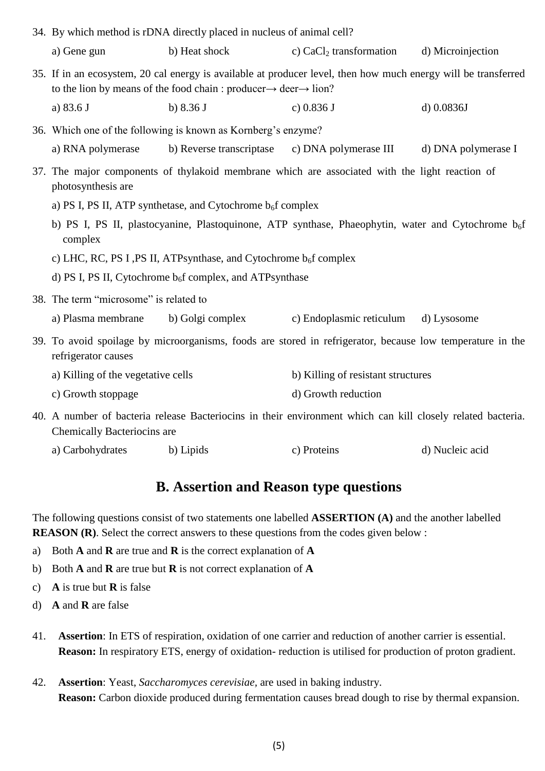34. By which method is rDNA directly placed in nucleus of animal cell?

    a) Gene gun  b) Heat shock  c) $CaCl_2$ transformation  d) Microinjection

35. If in an ecosystem, 20 cal energy is available at producer level, then how much energy will be transferred to the lion by means of the food chain : producer→ deer→ lion?

    a) 83.6 J  b) 8.36 J  c) 0.836 J  d) 0.0836J

36. Which one of the following is known as Kornberg's enzyme?

    a) RNA polymerase  b) Reverse transcriptase  c) DNA polymerase III  d) DNA polymerase I

37. The major components of thylakoid membrane which are associated with the light reaction of photosynthesis are

    a) PS I, PS II, ATP synthetase, and Cytochrome $b_6f$ complex

    b) PS I, PS II, plastocyanine, Plastoquinone, ATP synthase, Phaeophytin, water and Cytochrome $b_6f$ complex

    c) LHC, RC, PS I ,PS II, ATPsynthase, and Cytochrome $b_6f$ complex

    d) PS I, PS II, Cytochrome $b_6f$ complex, and ATPsynthase

38. The term "microsome" is related to

    a) Plasma membrane  b) Golgi complex  c) Endoplasmic reticulum  d) Lysosome

39. To avoid spoilage by microorganisms, foods are stored in refrigerator, because low temperature in the refrigerator causes

    a) Killing of the vegetative cells  b) Killing of resistant structures

    c) Growth stoppage  d) Growth reduction

40. A number of bacteria release Bacteriocins in their environment which can kill closely related bacteria. Chemically Bacteriocins are

    a) Carbohydrates  b) Lipids  c) Proteins  d) Nucleic acid

## B. Assertion and Reason type questions

The following questions consist of two statements one labelled **ASSERTION (A)** and the another labelled **REASON (R)**. Select the correct answers to these questions from the codes given below :

a) Both **A** and **R** are true and **R** is the correct explanation of **A**

b) Both **A** and **R** are true but **R** is not correct explanation of **A**

c) **A** is true but **R** is false

d) **A** and **R** are false

41. **Assertion**: In ETS of respiration, oxidation of one carrier and reduction of another carrier is essential.
    **Reason:** In respiratory ETS, energy of oxidation- reduction is utilised for production of proton gradient.

42. **Assertion**: Yeast, *Saccharomyces cerevisiae*, are used in baking industry.
    **Reason:** Carbon dioxide produced during fermentation causes bread dough to rise by thermal expansion.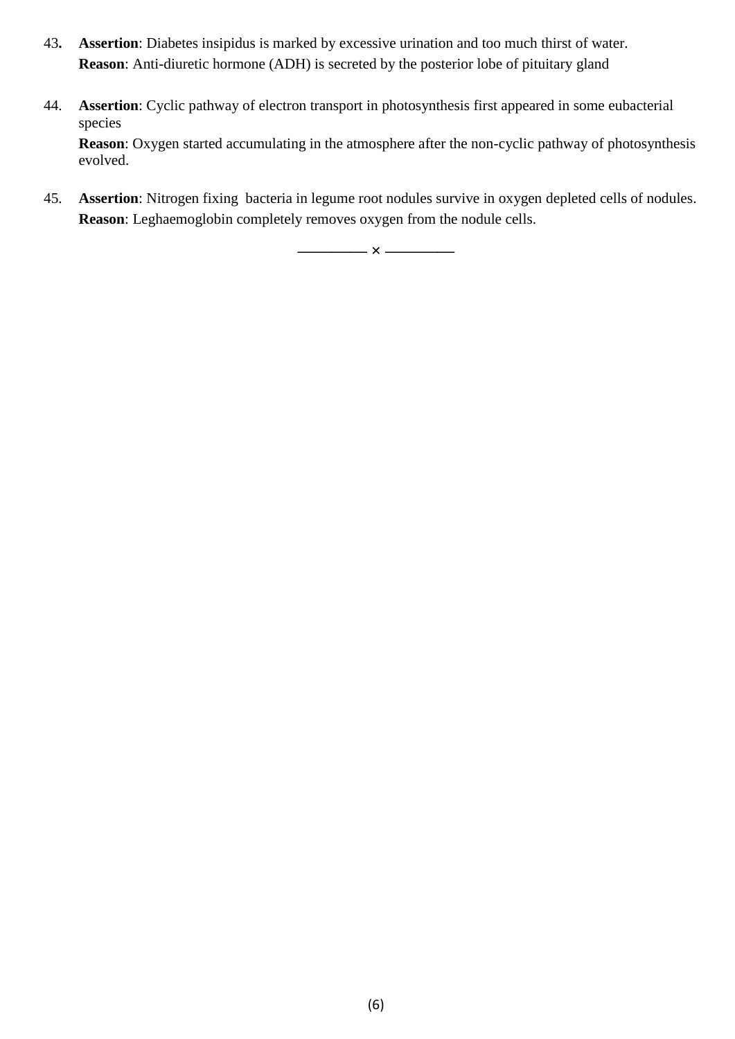43. **Assertion**: Diabetes insipidus is marked by excessive urination and too much thirst of water.
**Reason**: Anti-diuretic hormone (ADH) is secreted by the posterior lobe of pituitary gland

44. **Assertion**: Cyclic pathway of electron transport in photosynthesis first appeared in some eubacterial species
**Reason**: Oxygen started accumulating in the atmosphere after the non-cyclic pathway of photosynthesis evolved.

45. **Assertion**: Nitrogen fixing bacteria in legume root nodules survive in oxygen depleted cells of nodules.
**Reason**: Leghaemoglobin completely removes oxygen from the nodule cells.

——— × ———